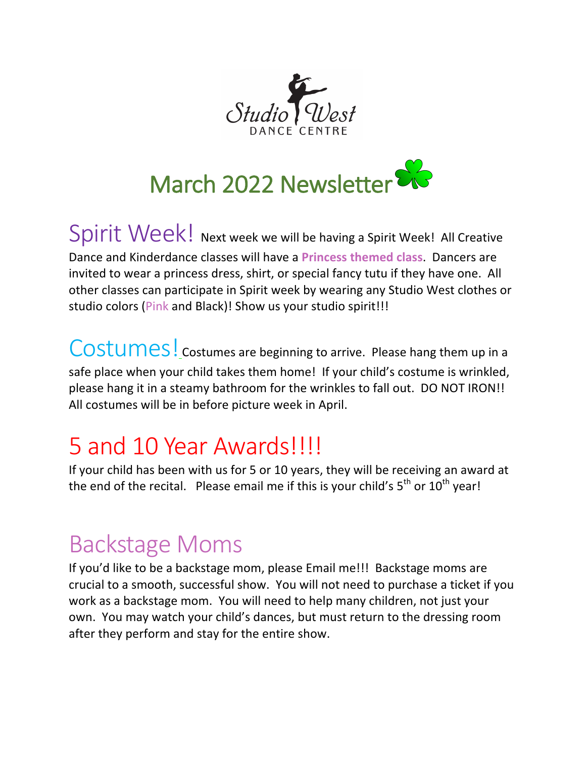Studio West
DANCE CENTRE

# March 2022 Newsletter

**Spirit Week!** Next week we will be having a Spirit Week! All Creative Dance and Kinderdance classes will have a **Princess themed class**. Dancers are invited to wear a princess dress, shirt, or special fancy tutu if they have one. All other classes can participate in Spirit week by wearing any Studio West clothes or studio colors (Pink and Black)! Show us your studio spirit!!!

**Costumes!** Costumes are beginning to arrive. Please hang them up in a safe place when your child takes them home! If your child's costume is wrinkled, please hang it in a steamy bathroom for the wrinkles to fall out. DO NOT IRON!! All costumes will be in before picture week in April.

## 5 and 10 Year Awards!!!!

If your child has been with us for 5 or 10 years, they will be receiving an award at the end of the recital. Please email me if this is your child's 5th or 10th year!

## Backstage Moms

If you'd like to be a backstage mom, please Email me!!! Backstage moms are crucial to a smooth, successful show. You will not need to purchase a ticket if you work as a backstage mom. You will need to help many children, not just your own. You may watch your child's dances, but must return to the dressing room after they perform and stay for the entire show.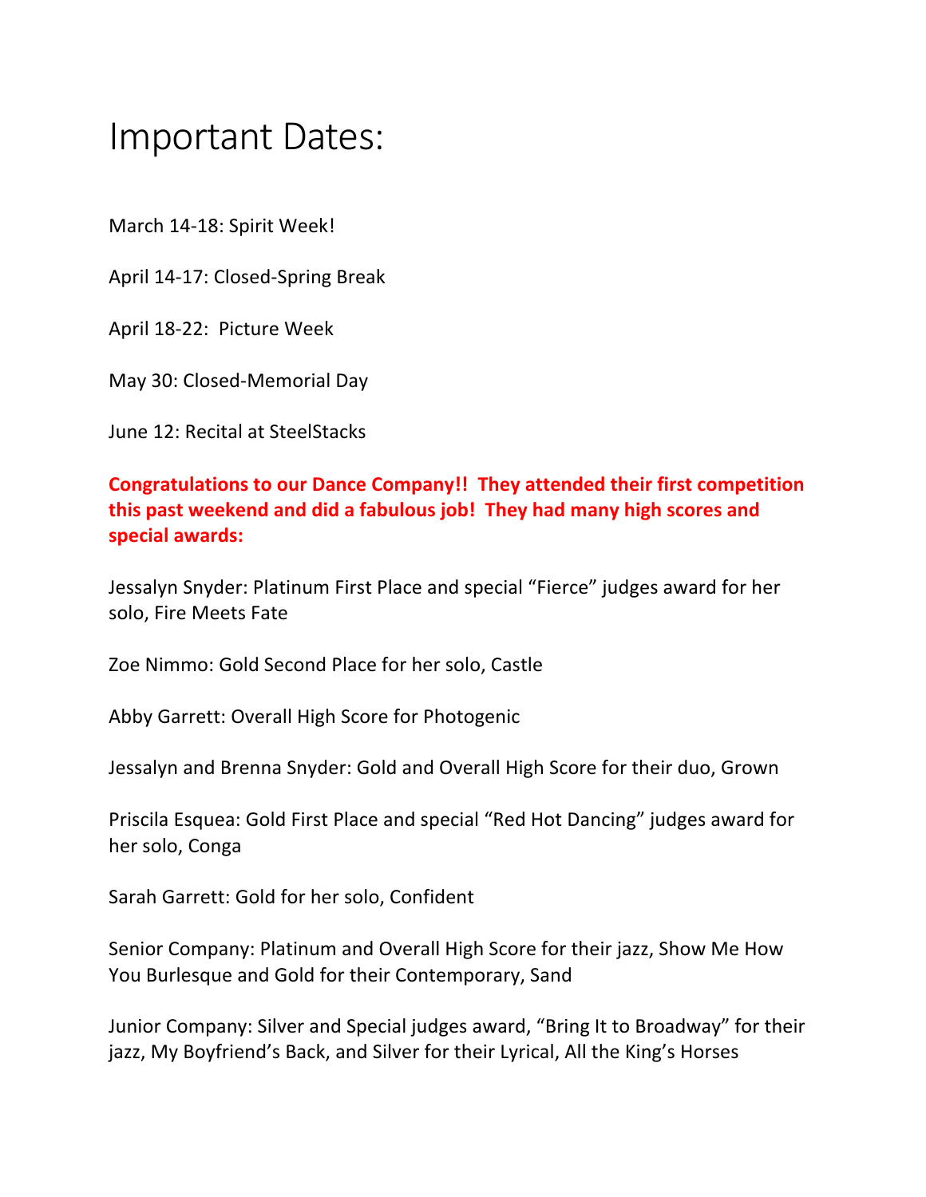# Important Dates:

March 14-18: Spirit Week!

April 14-17: Closed-Spring Break

April 18-22: Picture Week

May 30: Closed-Memorial Day

June 12: Recital at SteelStacks

**Congratulations to our Dance Company!! They attended their first competition this past weekend and did a fabulous job! They had many high scores and special awards:**

Jessalyn Snyder: Platinum First Place and special "Fierce" judges award for her solo, Fire Meets Fate

Zoe Nimmo: Gold Second Place for her solo, Castle

Abby Garrett: Overall High Score for Photogenic

Jessalyn and Brenna Snyder: Gold and Overall High Score for their duo, Grown

Priscila Esquea: Gold First Place and special "Red Hot Dancing" judges award for her solo, Conga

Sarah Garrett: Gold for her solo, Confident

Senior Company: Platinum and Overall High Score for their jazz, Show Me How You Burlesque and Gold for their Contemporary, Sand

Junior Company: Silver and Special judges award, "Bring It to Broadway" for their jazz, My Boyfriend's Back, and Silver for their Lyrical, All the King's Horses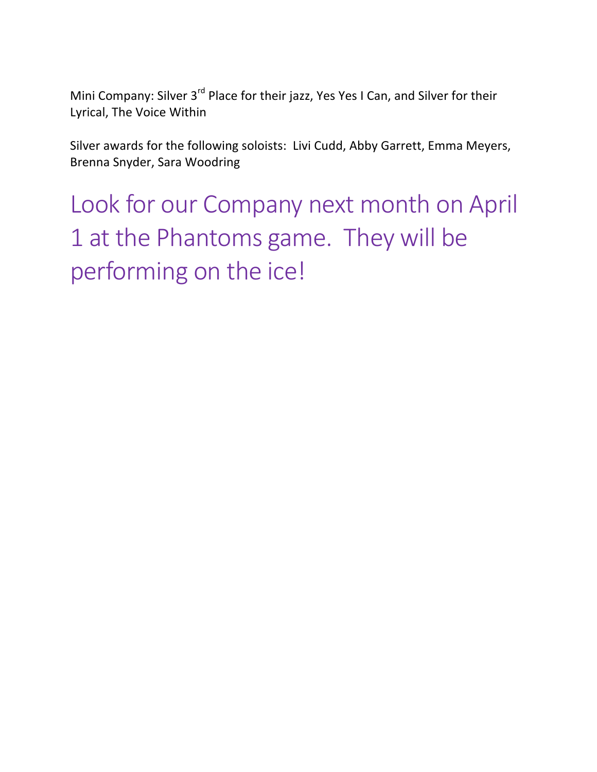Mini Company: Silver 3rd Place for their jazz, Yes Yes I Can, and Silver for their Lyrical, The Voice Within

Silver awards for the following soloists: Livi Cudd, Abby Garrett, Emma Meyers, Brenna Snyder, Sara Woodring

Look for our Company next month on April 1 at the Phantoms game. They will be performing on the ice!